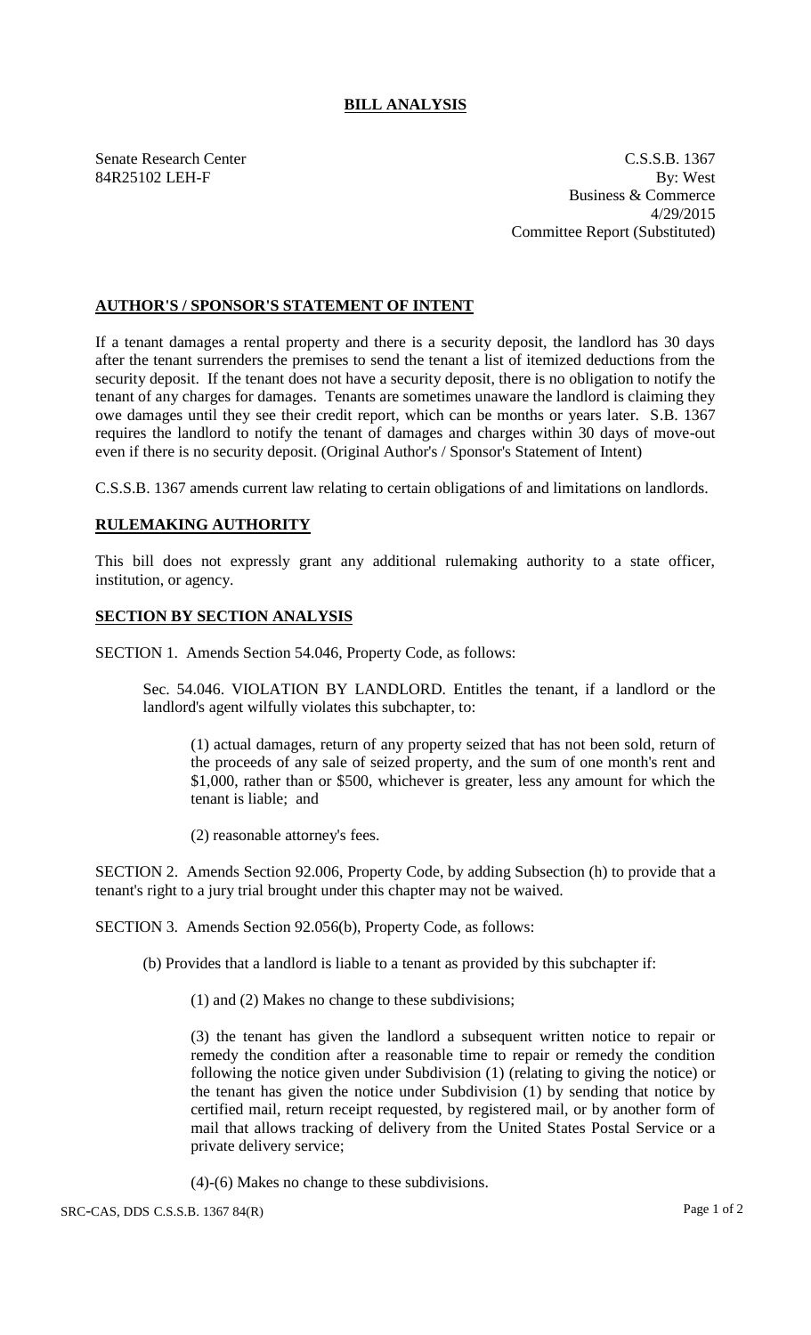# BILL ANALYSIS

Senate Research Center
84R25102 LEH-F

C.S.S.B. 1367
By: West
Business & Commerce
4/29/2015
Committee Report (Substituted)

## AUTHOR'S / SPONSOR'S STATEMENT OF INTENT

If a tenant damages a rental property and there is a security deposit, the landlord has 30 days after the tenant surrenders the premises to send the tenant a list of itemized deductions from the security deposit. If the tenant does not have a security deposit, there is no obligation to notify the tenant of any charges for damages. Tenants are sometimes unaware the landlord is claiming they owe damages until they see their credit report, which can be months or years later. S.B. 1367 requires the landlord to notify the tenant of damages and charges within 30 days of move-out even if there is no security deposit. (Original Author's / Sponsor's Statement of Intent)

C.S.S.B. 1367 amends current law relating to certain obligations of and limitations on landlords.

## RULEMAKING AUTHORITY

This bill does not expressly grant any additional rulemaking authority to a state officer, institution, or agency.

## SECTION BY SECTION ANALYSIS

SECTION 1. Amends Section 54.046, Property Code, as follows:

Sec. 54.046. VIOLATION BY LANDLORD. Entitles the tenant, if a landlord or the landlord's agent wilfully violates this subchapter, to:

(1) actual damages, return of any property seized that has not been sold, return of the proceeds of any sale of seized property, and the sum of one month's rent and $1,000, rather than or $500, whichever is greater, less any amount for which the tenant is liable; and

(2) reasonable attorney's fees.

SECTION 2. Amends Section 92.006, Property Code, by adding Subsection (h) to provide that a tenant's right to a jury trial brought under this chapter may not be waived.

SECTION 3. Amends Section 92.056(b), Property Code, as follows:

(b) Provides that a landlord is liable to a tenant as provided by this subchapter if:

(1) and (2) Makes no change to these subdivisions;

(3) the tenant has given the landlord a subsequent written notice to repair or remedy the condition after a reasonable time to repair or remedy the condition following the notice given under Subdivision (1) (relating to giving the notice) or the tenant has given the notice under Subdivision (1) by sending that notice by certified mail, return receipt requested, by registered mail, or by another form of mail that allows tracking of delivery from the United States Postal Service or a private delivery service;

(4)-(6) Makes no change to these subdivisions.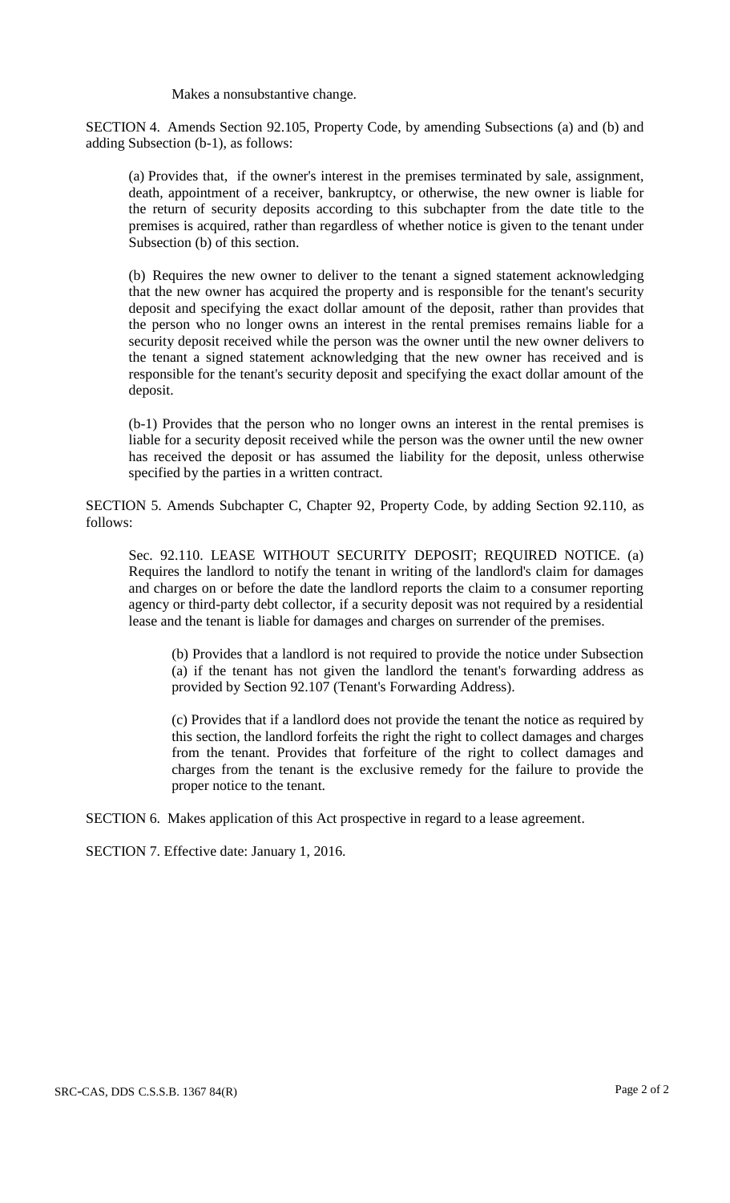Makes a nonsubstantive change.

SECTION 4. Amends Section 92.105, Property Code, by amending Subsections (a) and (b) and adding Subsection (b-1), as follows:

(a) Provides that, if the owner's interest in the premises terminated by sale, assignment, death, appointment of a receiver, bankruptcy, or otherwise, the new owner is liable for the return of security deposits according to this subchapter from the date title to the premises is acquired, rather than regardless of whether notice is given to the tenant under Subsection (b) of this section.

(b) Requires the new owner to deliver to the tenant a signed statement acknowledging that the new owner has acquired the property and is responsible for the tenant's security deposit and specifying the exact dollar amount of the deposit, rather than provides that the person who no longer owns an interest in the rental premises remains liable for a security deposit received while the person was the owner until the new owner delivers to the tenant a signed statement acknowledging that the new owner has received and is responsible for the tenant's security deposit and specifying the exact dollar amount of the deposit.

(b-1) Provides that the person who no longer owns an interest in the rental premises is liable for a security deposit received while the person was the owner until the new owner has received the deposit or has assumed the liability for the deposit, unless otherwise specified by the parties in a written contract.

SECTION 5. Amends Subchapter C, Chapter 92, Property Code, by adding Section 92.110, as follows:

Sec. 92.110. LEASE WITHOUT SECURITY DEPOSIT; REQUIRED NOTICE. (a) Requires the landlord to notify the tenant in writing of the landlord's claim for damages and charges on or before the date the landlord reports the claim to a consumer reporting agency or third-party debt collector, if a security deposit was not required by a residential lease and the tenant is liable for damages and charges on surrender of the premises.

(b) Provides that a landlord is not required to provide the notice under Subsection (a) if the tenant has not given the landlord the tenant's forwarding address as provided by Section 92.107 (Tenant's Forwarding Address).

(c) Provides that if a landlord does not provide the tenant the notice as required by this section, the landlord forfeits the right the right to collect damages and charges from the tenant. Provides that forfeiture of the right to collect damages and charges from the tenant is the exclusive remedy for the failure to provide the proper notice to the tenant.

SECTION 6. Makes application of this Act prospective in regard to a lease agreement.

SECTION 7. Effective date: January 1, 2016.

SRC-CAS, DDS C.S.S.B. 1367 84(R)